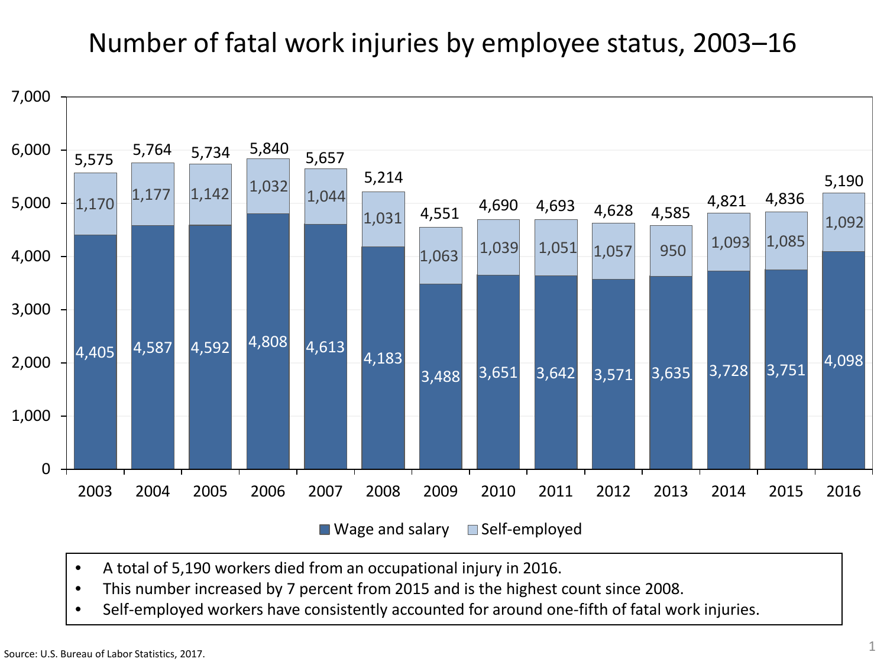# Number of fatal work injuries by employee status, 2003–16

| Year | Wage and salary | Self-employed | Total |
| --- | --- | --- | --- |
| 2003 | 4,405 | 1,170 | 5,575 |
| 2004 | 4,587 | 1,177 | 5,764 |
| 2005 | 4,592 | 1,142 | 5,734 |
| 2006 | 4,808 | 1,032 | 5,840 |
| 2007 | 4,613 | 1,044 | 5,657 |
| 2008 | 4,183 | 1,031 | 5,214 |
| 2009 | 3,488 | 1,063 | 4,551 |
| 2010 | 3,651 | 1,039 | 4,690 |
| 2011 | 3,642 | 1,051 | 4,693 |
| 2012 | 3,571 | 1,057 | 4,628 |
| 2013 | 3,635 | 950 | 4,585 |
| 2014 | 3,728 | 1,093 | 4,821 |
| 2015 | 3,751 | 1,085 | 4,836 |
| 2016 | 4,098 | 1,092 | 5,190 |

- A total of 5,190 workers died from an occupational injury in 2016.
- This number increased by 7 percent from 2015 and is the highest count since 2008.
- Self-employed workers have consistently accounted for around one-fifth of fatal work injuries.

Source: U.S. Bureau of Labor Statistics, 2017.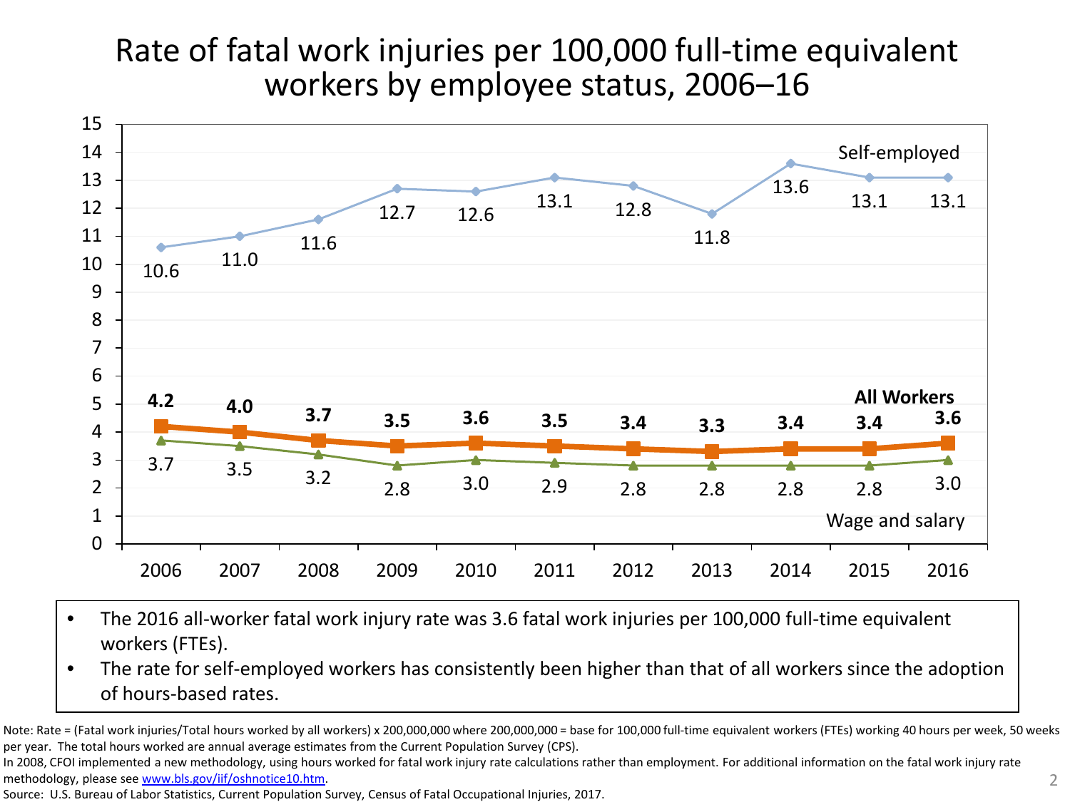# Rate of fatal work injuries per 100,000 full-time equivalent workers by employee status, 2006–16

| Year | Self-employed | All Workers | Wage and salary |
|---|---|---|---|
| 2006 | 10.6 | 4.2 | 3.7 |
| 2007 | 11.0 | 4.0 | 3.5 |
| 2008 | 11.6 | 3.7 | 3.2 |
| 2009 | 12.7 | 3.5 | 2.8 |
| 2010 | 12.6 | 3.6 | 3.0 |
| 2011 | 13.1 | 3.5 | 2.9 |
| 2012 | 12.8 | 3.4 | 2.8 |
| 2013 | 11.8 | 3.3 | 2.8 |
| 2014 | 13.6 | 3.4 | 2.8 |
| 2015 | 13.1 | 3.4 | 2.8 |
| 2016 | 13.1 | 3.6 | 3.0 |

- The 2016 all-worker fatal work injury rate was 3.6 fatal work injuries per 100,000 full-time equivalent workers (FTEs).
- The rate for self-employed workers has consistently been higher than that of all workers since the adoption of hours-based rates.

Note: Rate = (Fatal work injuries/Total hours worked by all workers) x 200,000,000 where 200,000,000 = base for 100,000 full-time equivalent workers (FTEs) working 40 hours per week, 50 weeks per year. The total hours worked are annual average estimates from the Current Population Survey (CPS).

In 2008, CFOI implemented a new methodology, using hours worked for fatal work injury rate calculations rather than employment. For additional information on the fatal work injury rate methodology, please see www.bls.gov/iif/oshnotice10.htm.

Source: U.S. Bureau of Labor Statistics, Current Population Survey, Census of Fatal Occupational Injuries, 2017.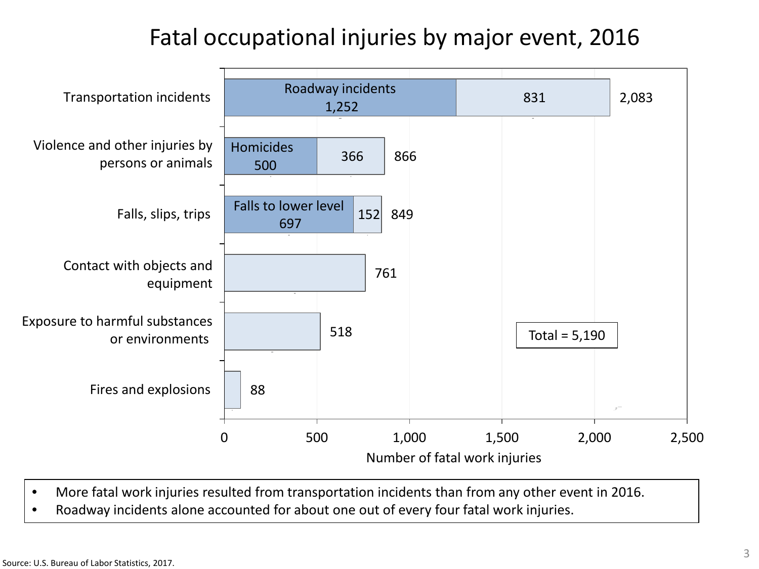# Fatal occupational injuries by major event, 2016

| Event | Subcategory | Number of fatal work injuries |
|---|---|---|
| Transportation incidents | Roadway incidents 1,252; other 831 | 2,083 |
| Violence and other injuries by persons or animals | Homicides 500; other 366 | 866 |
| Falls, slips, trips | Falls to lower level 697; other 152 | 849 |
| Contact with objects and equipment | | 761 |
| Exposure to harmful substances or environments | | 518 |
| Fires and explosions | | 88 |

Total = 5,190

Number of fatal work injuries

- More fatal work injuries resulted from transportation incidents than from any other event in 2016.
- Roadway incidents alone accounted for about one out of every four fatal work injuries.

Source: U.S. Bureau of Labor Statistics, 2017.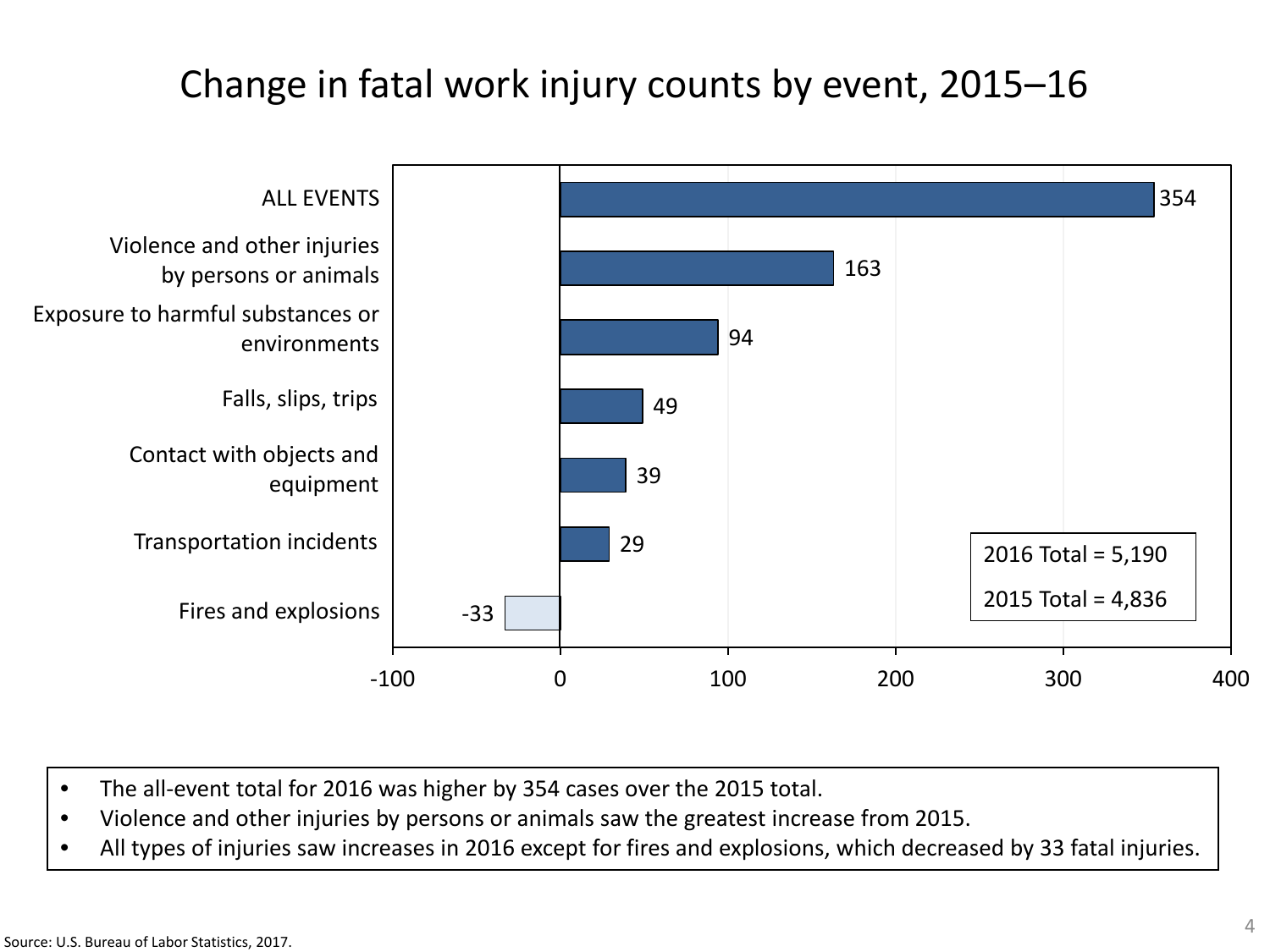# Change in fatal work injury counts by event, 2015–16

| Event | Change |
|---|---|
| ALL EVENTS | 354 |
| Violence and other injuries by persons or animals | 163 |
| Exposure to harmful substances or environments | 94 |
| Falls, slips, trips | 49 |
| Contact with objects and equipment | 39 |
| Transportation incidents | 29 |
| Fires and explosions | -33 |

2016 Total = 5,190

2015 Total = 4,836

- The all-event total for 2016 was higher by 354 cases over the 2015 total.
- Violence and other injuries by persons or animals saw the greatest increase from 2015.
- All types of injuries saw increases in 2016 except for fires and explosions, which decreased by 33 fatal injuries.

Source: U.S. Bureau of Labor Statistics, 2017.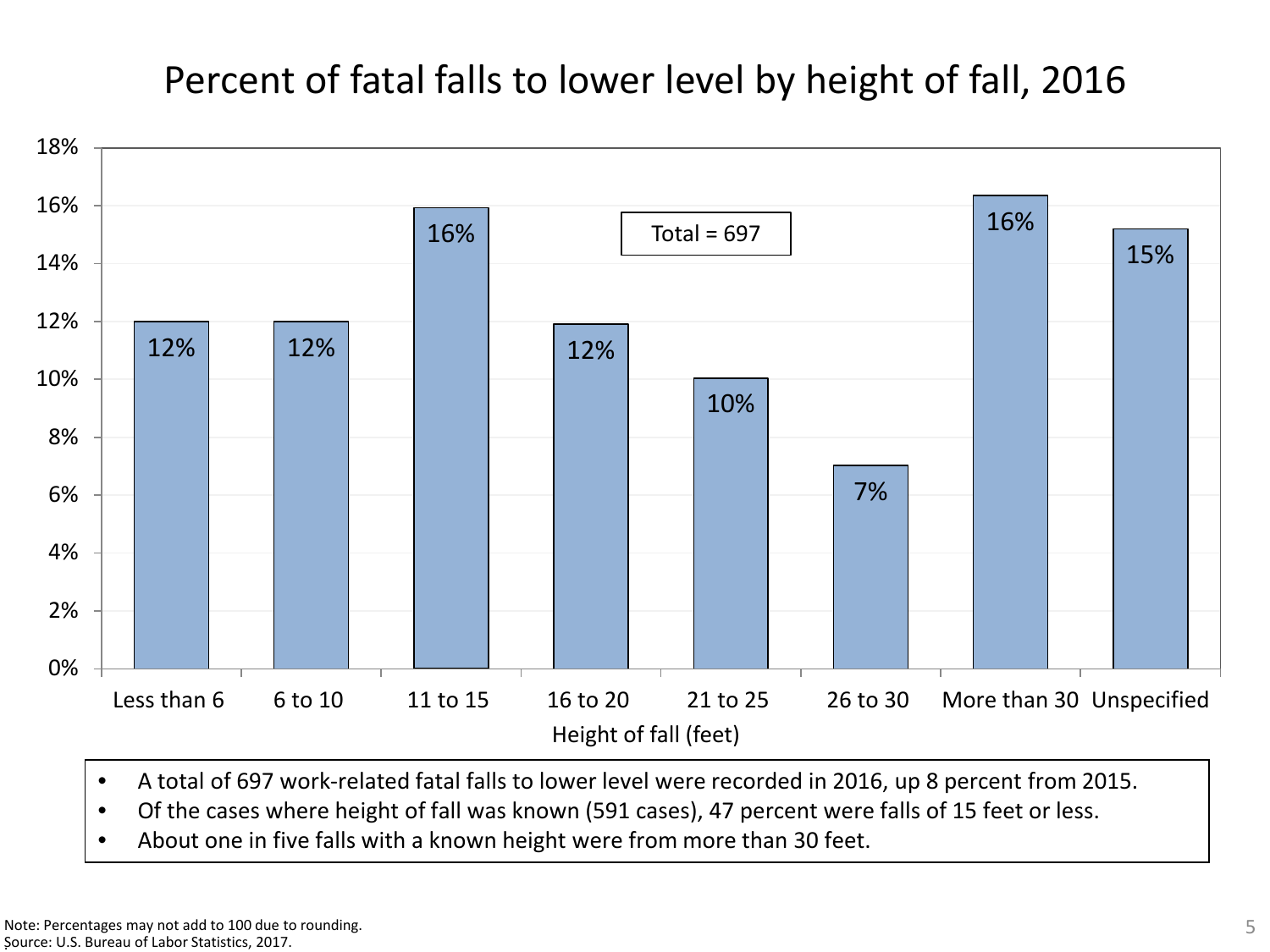# Percent of fatal falls to lower level by height of fall, 2016

| Height of fall (feet) | Percent |
|---|---|
| Less than 6 | 12% |
| 6 to 10 | 12% |
| 11 to 15 | 16% |
| 16 to 20 | 12% |
| 21 to 25 | 10% |
| 26 to 30 | 7% |
| More than 30 | 16% |
| Unspecified | 15% |

Total = 697

- A total of 697 work-related fatal falls to lower level were recorded in 2016, up 8 percent from 2015.
- Of the cases where height of fall was known (591 cases), 47 percent were falls of 15 feet or less.
- About one in five falls with a known height were from more than 30 feet.

Note: Percentages may not add to 100 due to rounding.
Source: U.S. Bureau of Labor Statistics, 2017.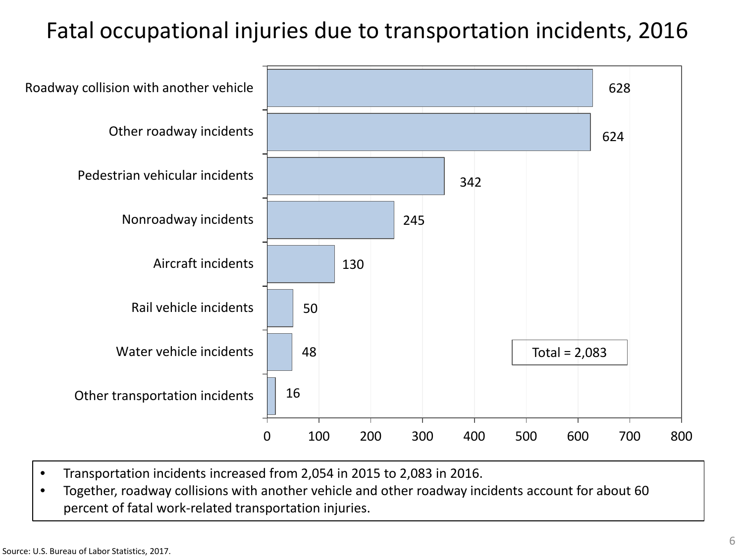# Fatal occupational injuries due to transportation incidents, 2016

| Event | Fatal injuries |
|---|---|
| Roadway collision with another vehicle | 628 |
| Other roadway incidents | 624 |
| Pedestrian vehicular incidents | 342 |
| Nonroadway incidents | 245 |
| Aircraft incidents | 130 |
| Rail vehicle incidents | 50 |
| Water vehicle incidents | 48 |
| Other transportation incidents | 16 |

Total = 2,083

- Transportation incidents increased from 2,054 in 2015 to 2,083 in 2016.
- Together, roadway collisions with another vehicle and other roadway incidents account for about 60 percent of fatal work-related transportation injuries.

Source: U.S. Bureau of Labor Statistics, 2017.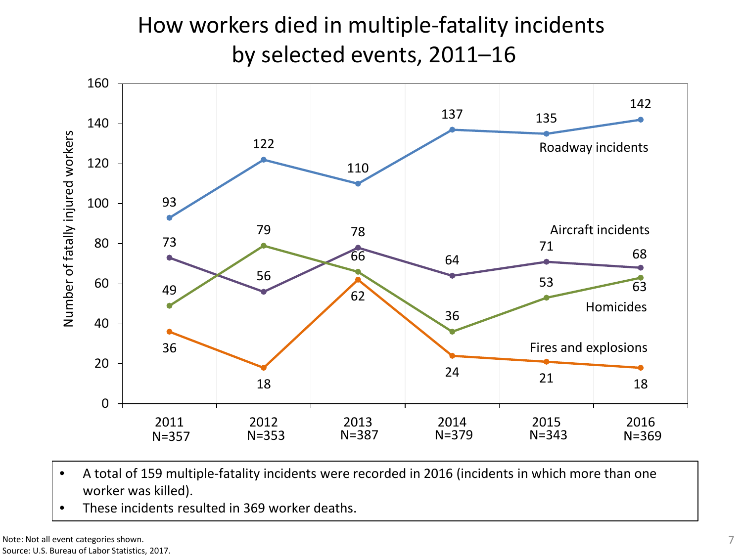# How workers died in multiple-fatality incidents by selected events, 2011–16

| Event | 2011 (N=357) | 2012 (N=353) | 2013 (N=387) | 2014 (N=379) | 2015 (N=343) | 2016 (N=369) |
|---|---|---|---|---|---|---|
| Roadway incidents | 93 | 122 | 110 | 137 | 135 | 142 |
| Aircraft incidents | 73 | 56 | 78 | 64 | 71 | 68 |
| Homicides | 49 | 79 | 66 | 36 | 53 | 63 |
| Fires and explosions | 36 | 18 | 62 | 24 | 21 | 18 |

Number of fatally injured workers

- A total of 159 multiple-fatality incidents were recorded in 2016 (incidents in which more than one worker was killed).
- These incidents resulted in 369 worker deaths.

Note: Not all event categories shown.
Source: U.S. Bureau of Labor Statistics, 2017.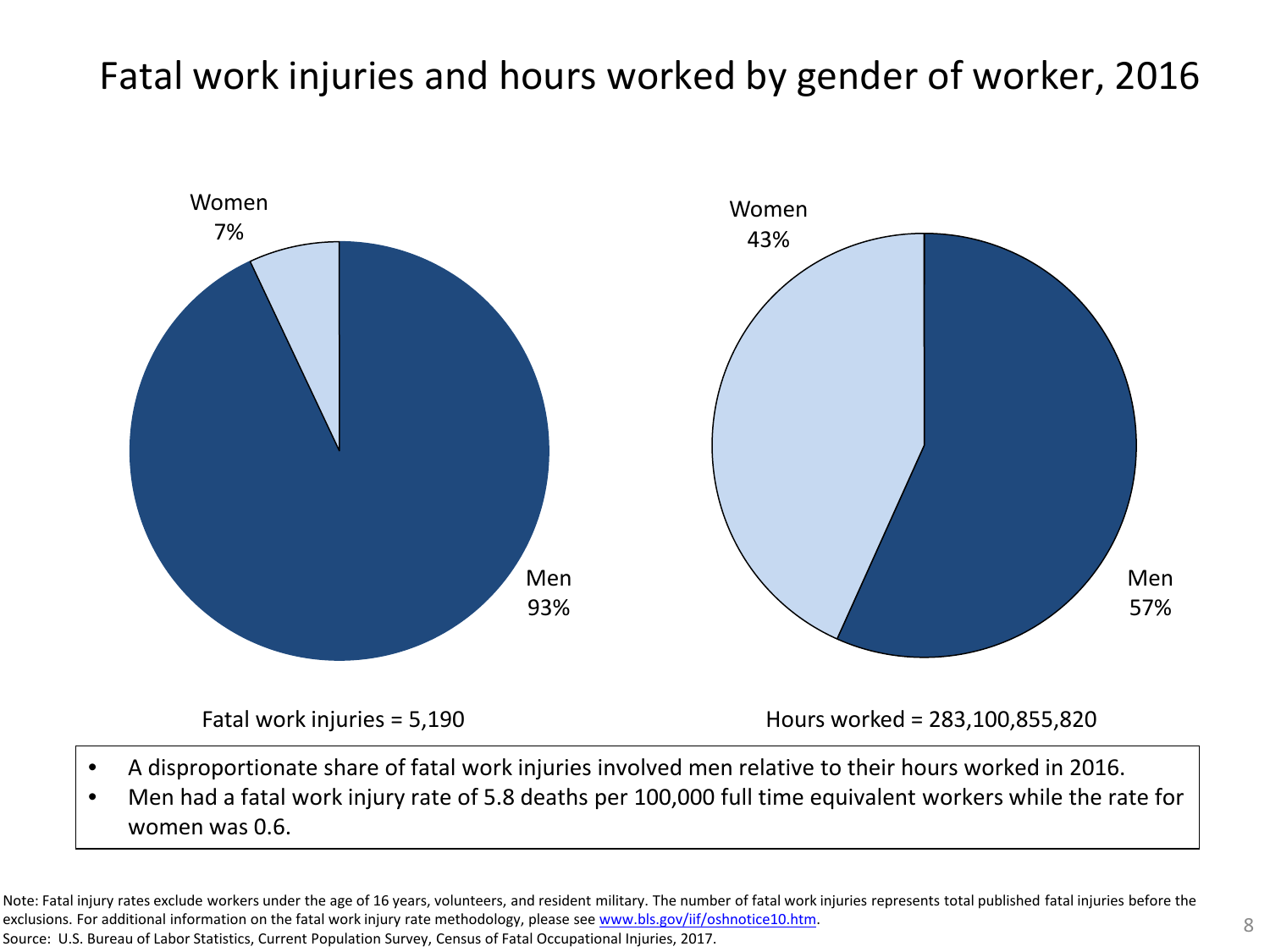# Fatal work injuries and hours worked by gender of worker, 2016

Women 7%

Men 93%

Fatal work injuries = 5,190

Women 43%

Men 57%

Hours worked = 283,100,855,820

- A disproportionate share of fatal work injuries involved men relative to their hours worked in 2016.
- Men had a fatal work injury rate of 5.8 deaths per 100,000 full time equivalent workers while the rate for women was 0.6.

Note: Fatal injury rates exclude workers under the age of 16 years, volunteers, and resident military. The number of fatal work injuries represents total published fatal injuries before the exclusions. For additional information on the fatal work injury rate methodology, please see www.bls.gov/iif/oshnotice10.htm.

Source: U.S. Bureau of Labor Statistics, Current Population Survey, Census of Fatal Occupational Injuries, 2017.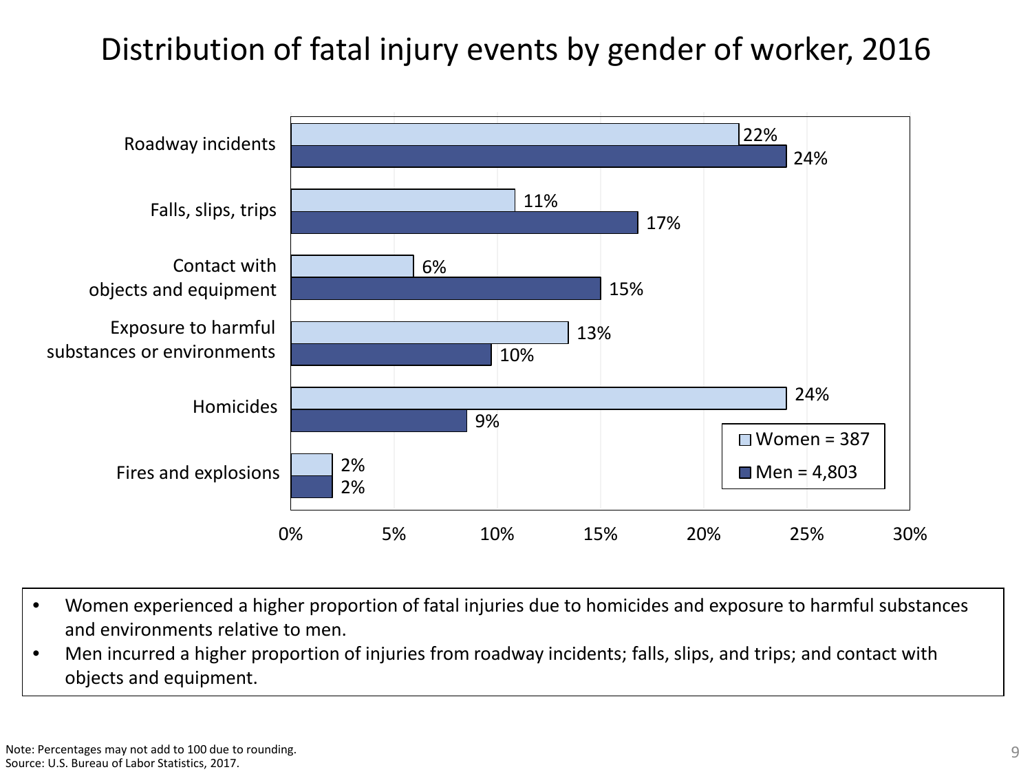# Distribution of fatal injury events by gender of worker, 2016

| Event | Women = 387 | Men = 4,803 |
|---|---|---|
| Roadway incidents | 22% | 24% |
| Falls, slips, trips | 11% | 17% |
| Contact with objects and equipment | 6% | 15% |
| Exposure to harmful substances or environments | 13% | 10% |
| Homicides | 24% | 9% |
| Fires and explosions | 2% | 2% |

- Women experienced a higher proportion of fatal injuries due to homicides and exposure to harmful substances and environments relative to men.
- Men incurred a higher proportion of injuries from roadway incidents; falls, slips, and trips; and contact with objects and equipment.

Note: Percentages may not add to 100 due to rounding.
Source: U.S. Bureau of Labor Statistics, 2017.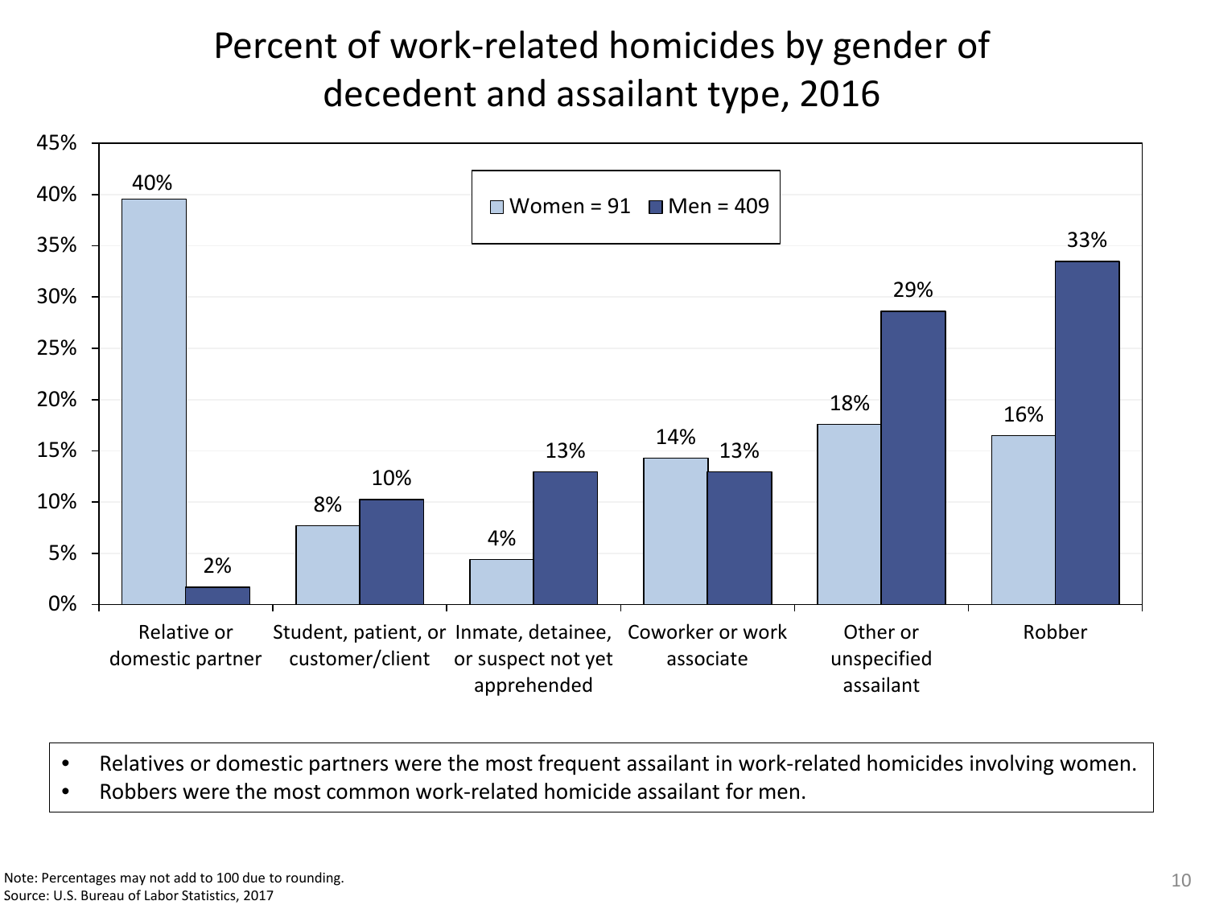# Percent of work-related homicides by gender of decedent and assailant type, 2016

| Assailant type | Women = 91 | Men = 409 |
|---|---|---|
| Relative or domestic partner | 40% | 2% |
| Student, patient, or customer/client | 8% | 10% |
| Inmate, detainee, or suspect not yet apprehended | 4% | 13% |
| Coworker or work associate | 14% | 13% |
| Other or unspecified assailant | 18% | 29% |
| Robber | 16% | 33% |

- Relatives or domestic partners were the most frequent assailant in work-related homicides involving women.
- Robbers were the most common work-related homicide assailant for men.

Note: Percentages may not add to 100 due to rounding.
Source: U.S. Bureau of Labor Statistics, 2017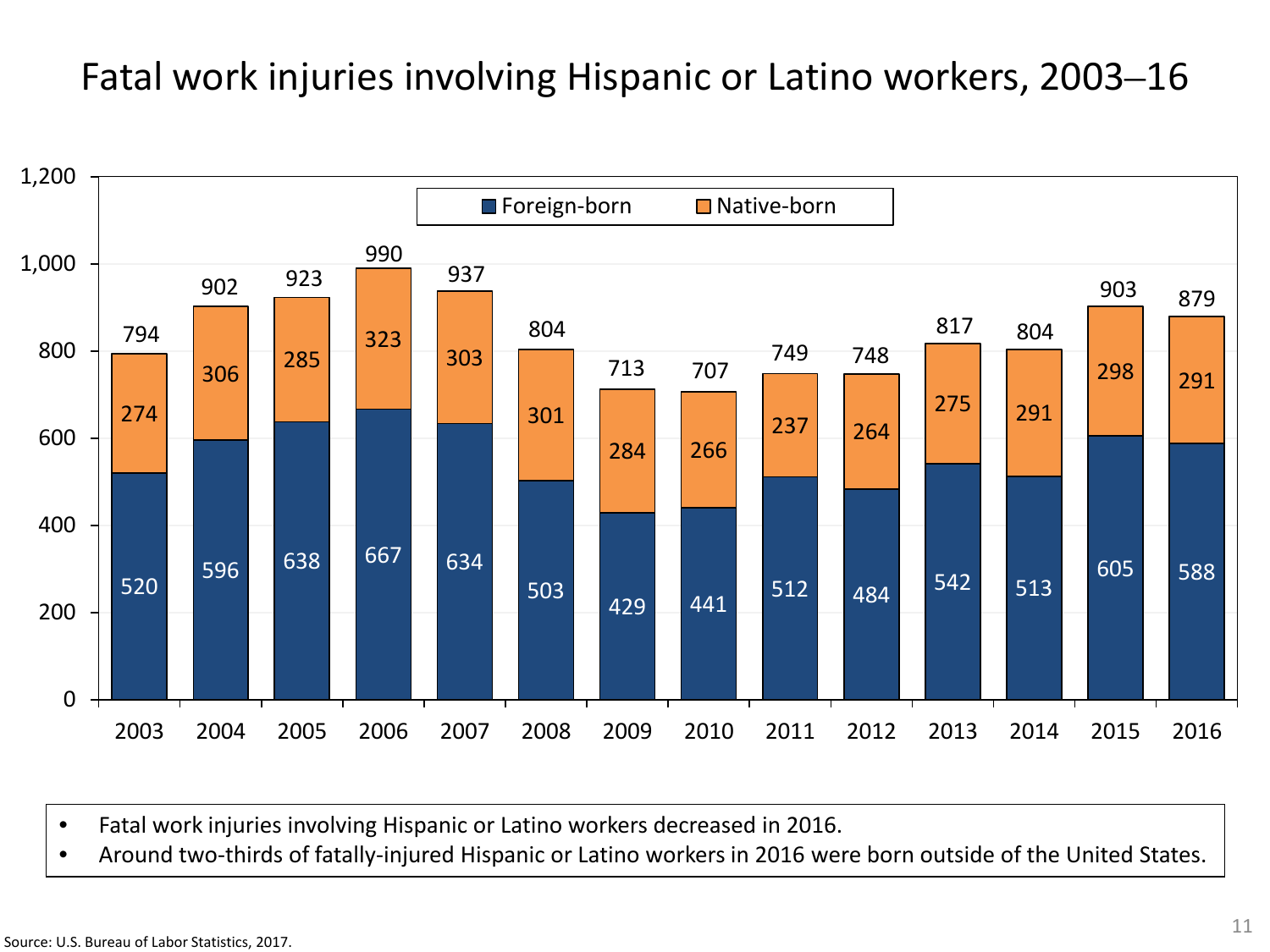# Fatal work injuries involving Hispanic or Latino workers, 2003–16

| Year | Foreign-born | Native-born | Total |
|---|---|---|---|
| 2003 | 520 | 274 | 794 |
| 2004 | 596 | 306 | 902 |
| 2005 | 638 | 285 | 923 |
| 2006 | 667 | 323 | 990 |
| 2007 | 634 | 303 | 937 |
| 2008 | 503 | 301 | 804 |
| 2009 | 429 | 284 | 713 |
| 2010 | 441 | 266 | 707 |
| 2011 | 512 | 237 | 749 |
| 2012 | 484 | 264 | 748 |
| 2013 | 542 | 275 | 817 |
| 2014 | 513 | 291 | 804 |
| 2015 | 605 | 298 | 903 |
| 2016 | 588 | 291 | 879 |

- Fatal work injuries involving Hispanic or Latino workers decreased in 2016.
- Around two-thirds of fatally-injured Hispanic or Latino workers in 2016 were born outside of the United States.

Source: U.S. Bureau of Labor Statistics, 2017.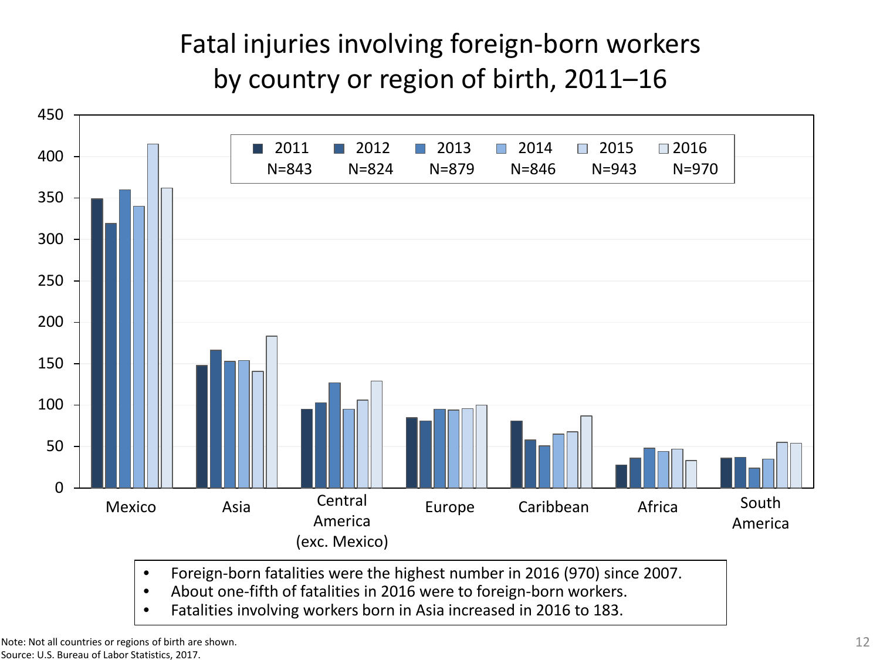# Fatal injuries involving foreign-born workers by country or region of birth, 2011–16

- Foreign-born fatalities were the highest number in 2016 (970) since 2007.
- About one-fifth of fatalities in 2016 were to foreign-born workers.
- Fatalities involving workers born in Asia increased in 2016 to 183.

Note: Not all countries or regions of birth are shown.
Source: U.S. Bureau of Labor Statistics, 2017.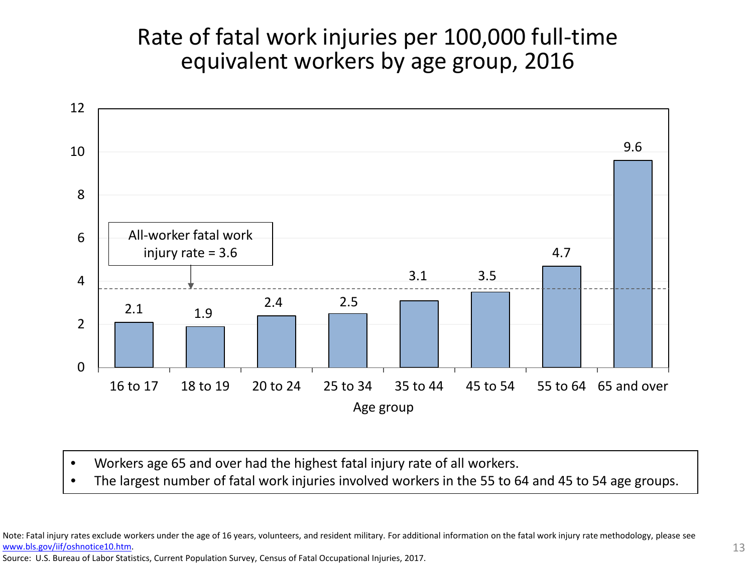# Rate of fatal work injuries per 100,000 full-time equivalent workers by age group, 2016

| Age group | Rate |
| --- | --- |
| 16 to 17 | 2.1 |
| 18 to 19 | 1.9 |
| 20 to 24 | 2.4 |
| 25 to 34 | 2.5 |
| 35 to 44 | 3.1 |
| 45 to 54 | 3.5 |
| 55 to 64 | 4.7 |
| 65 and over | 9.6 |

All-worker fatal work injury rate = 3.6

- Workers age 65 and over had the highest fatal injury rate of all workers.
- The largest number of fatal work injuries involved workers in the 55 to 64 and 45 to 54 age groups.

Note: Fatal injury rates exclude workers under the age of 16 years, volunteers, and resident military. For additional information on the fatal work injury rate methodology, please see www.bls.gov/iif/oshnotice10.htm.

Source: U.S. Bureau of Labor Statistics, Current Population Survey, Census of Fatal Occupational Injuries, 2017.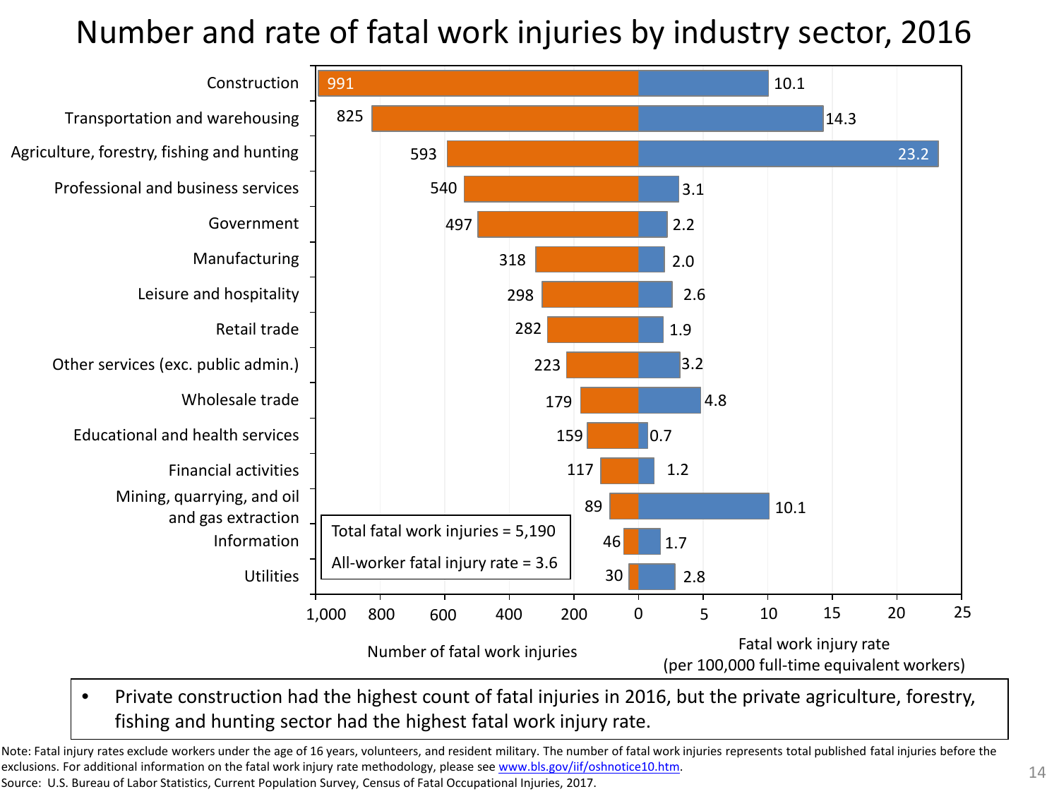# Number and rate of fatal work injuries by industry sector, 2016

| Industry sector | Number of fatal work injuries | Fatal work injury rate (per 100,000 full-time equivalent workers) |
|---|---|---|
| Construction | 991 | 10.1 |
| Transportation and warehousing | 825 | 14.3 |
| Agriculture, forestry, fishing and hunting | 593 | 23.2 |
| Professional and business services | 540 | 3.1 |
| Government | 497 | 2.2 |
| Manufacturing | 318 | 2.0 |
| Leisure and hospitality | 298 | 2.6 |
| Retail trade | 282 | 1.9 |
| Other services (exc. public admin.) | 223 | 3.2 |
| Wholesale trade | 179 | 4.8 |
| Educational and health services | 159 | 0.7 |
| Financial activities | 117 | 1.2 |
| Mining, quarrying, and oil and gas extraction | 89 | 10.1 |
| Information | 46 | 1.7 |
| Utilities | 30 | 2.8 |

Total fatal work injuries = 5,190

All-worker fatal injury rate = 3.6

- Private construction had the highest count of fatal injuries in 2016, but the private agriculture, forestry, fishing and hunting sector had the highest fatal work injury rate.

Note: Fatal injury rates exclude workers under the age of 16 years, volunteers, and resident military. The number of fatal work injuries represents total published fatal injuries before the exclusions. For additional information on the fatal work injury rate methodology, please see www.bls.gov/iif/oshnotice10.htm.

Source: U.S. Bureau of Labor Statistics, Current Population Survey, Census of Fatal Occupational Injuries, 2017.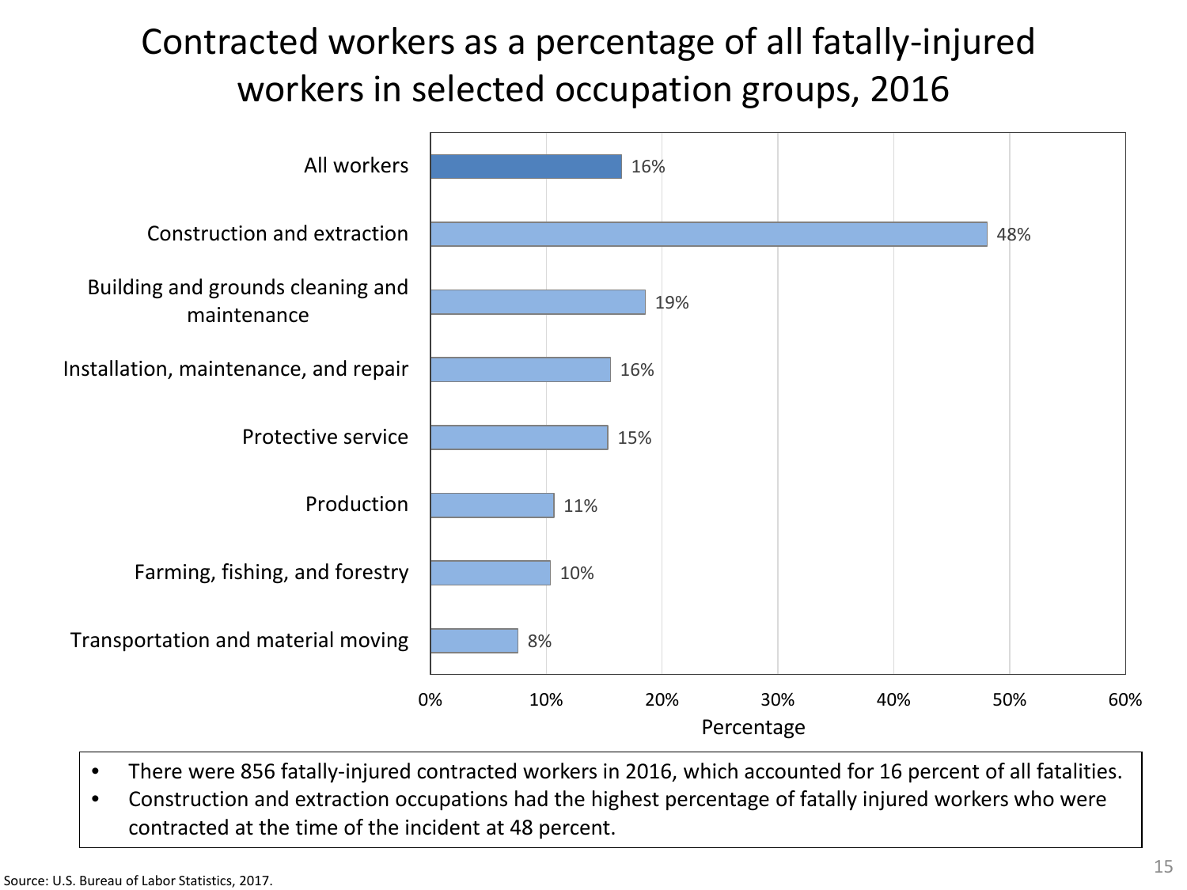# Contracted workers as a percentage of all fatally-injured workers in selected occupation groups, 2016

| Occupation group | Percentage |
| --- | --- |
| All workers | 16% |
| Construction and extraction | 48% |
| Building and grounds cleaning and maintenance | 19% |
| Installation, maintenance, and repair | 16% |
| Protective service | 15% |
| Production | 11% |
| Farming, fishing, and forestry | 10% |
| Transportation and material moving | 8% |

- There were 856 fatally-injured contracted workers in 2016, which accounted for 16 percent of all fatalities.
- Construction and extraction occupations had the highest percentage of fatally injured workers who were contracted at the time of the incident at 48 percent.

Source: U.S. Bureau of Labor Statistics, 2017.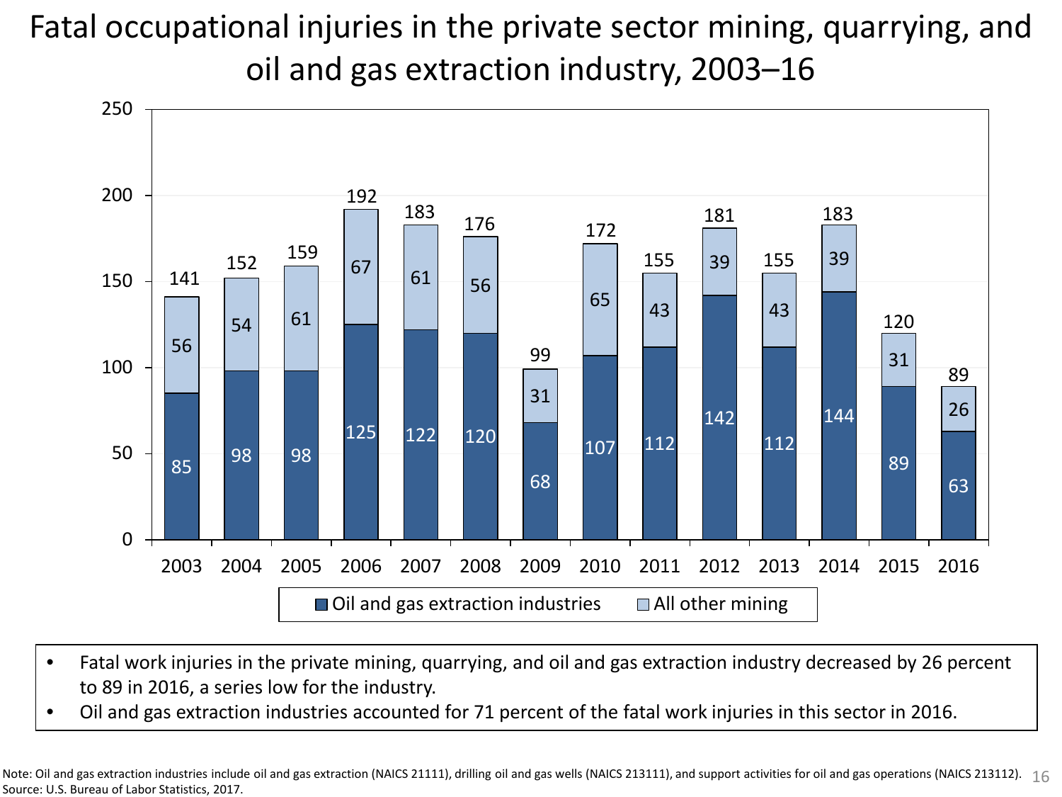# Fatal occupational injuries in the private sector mining, quarrying, and oil and gas extraction industry, 2003–16

| Year | Oil and gas extraction industries | All other mining | Total |
|---|---|---|---|
| 2003 | 85 | 56 | 141 |
| 2004 | 98 | 54 | 152 |
| 2005 | 98 | 61 | 159 |
| 2006 | 125 | 67 | 192 |
| 2007 | 122 | 61 | 183 |
| 2008 | 120 | 56 | 176 |
| 2009 | 68 | 31 | 99 |
| 2010 | 107 | 65 | 172 |
| 2011 | 112 | 43 | 155 |
| 2012 | 142 | 39 | 181 |
| 2013 | 112 | 43 | 155 |
| 2014 | 144 | 39 | 183 |
| 2015 | 89 | 31 | 120 |
| 2016 | 63 | 26 | 89 |

- Fatal work injuries in the private mining, quarrying, and oil and gas extraction industry decreased by 26 percent to 89 in 2016, a series low for the industry.
- Oil and gas extraction industries accounted for 71 percent of the fatal work injuries in this sector in 2016.

Note: Oil and gas extraction industries include oil and gas extraction (NAICS 21111), drilling oil and gas wells (NAICS 213111), and support activities for oil and gas operations (NAICS 213112).
Source: U.S. Bureau of Labor Statistics, 2017.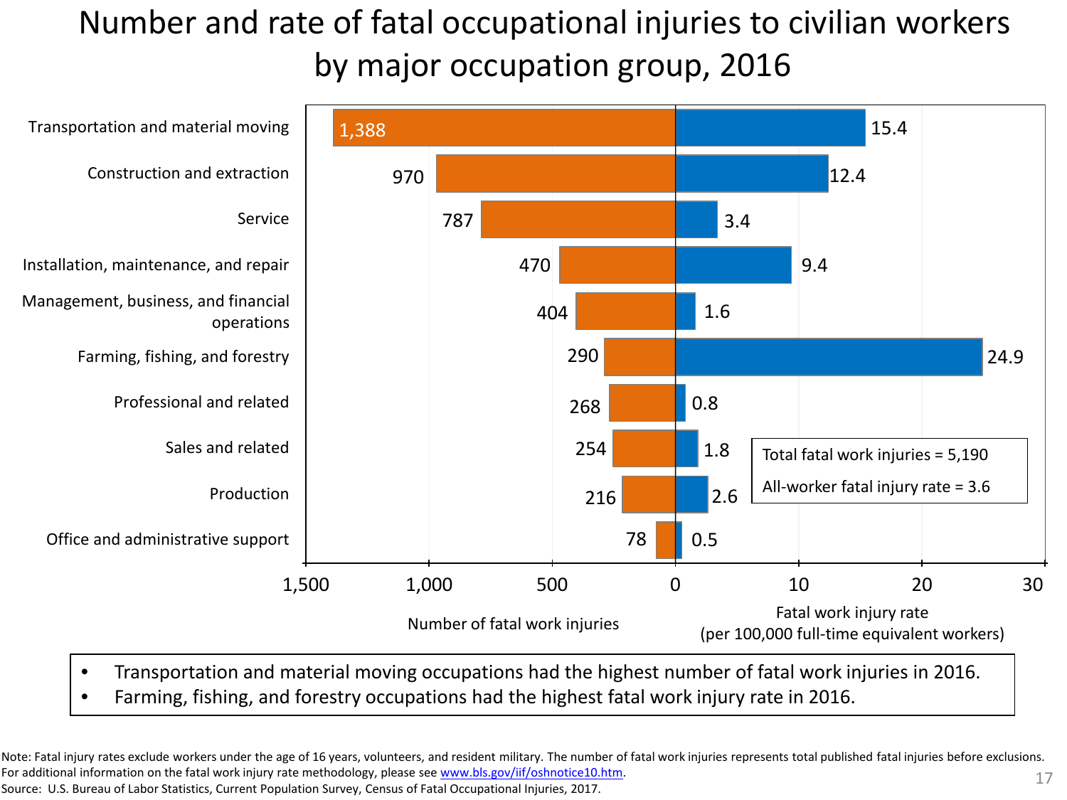# Number and rate of fatal occupational injuries to civilian workers by major occupation group, 2016

| Occupation group | Number of fatal work injuries | Fatal work injury rate (per 100,000 full-time equivalent workers) |
|---|---|---|
| Transportation and material moving | 1,388 | 15.4 |
| Construction and extraction | 970 | 12.4 |
| Service | 787 | 3.4 |
| Installation, maintenance, and repair | 470 | 9.4 |
| Management, business, and financial operations | 404 | 1.6 |
| Farming, fishing, and forestry | 290 | 24.9 |
| Professional and related | 268 | 0.8 |
| Sales and related | 254 | 1.8 |
| Production | 216 | 2.6 |
| Office and administrative support | 78 | 0.5 |

Total fatal work injuries = 5,190

All-worker fatal injury rate = 3.6

- Transportation and material moving occupations had the highest number of fatal work injuries in 2016.
- Farming, fishing, and forestry occupations had the highest fatal work injury rate in 2016.

Note: Fatal injury rates exclude workers under the age of 16 years, volunteers, and resident military. The number of fatal work injuries represents total published fatal injuries before exclusions. For additional information on the fatal work injury rate methodology, please see www.bls.gov/iif/oshnotice10.htm.

Source: U.S. Bureau of Labor Statistics, Current Population Survey, Census of Fatal Occupational Injuries, 2017.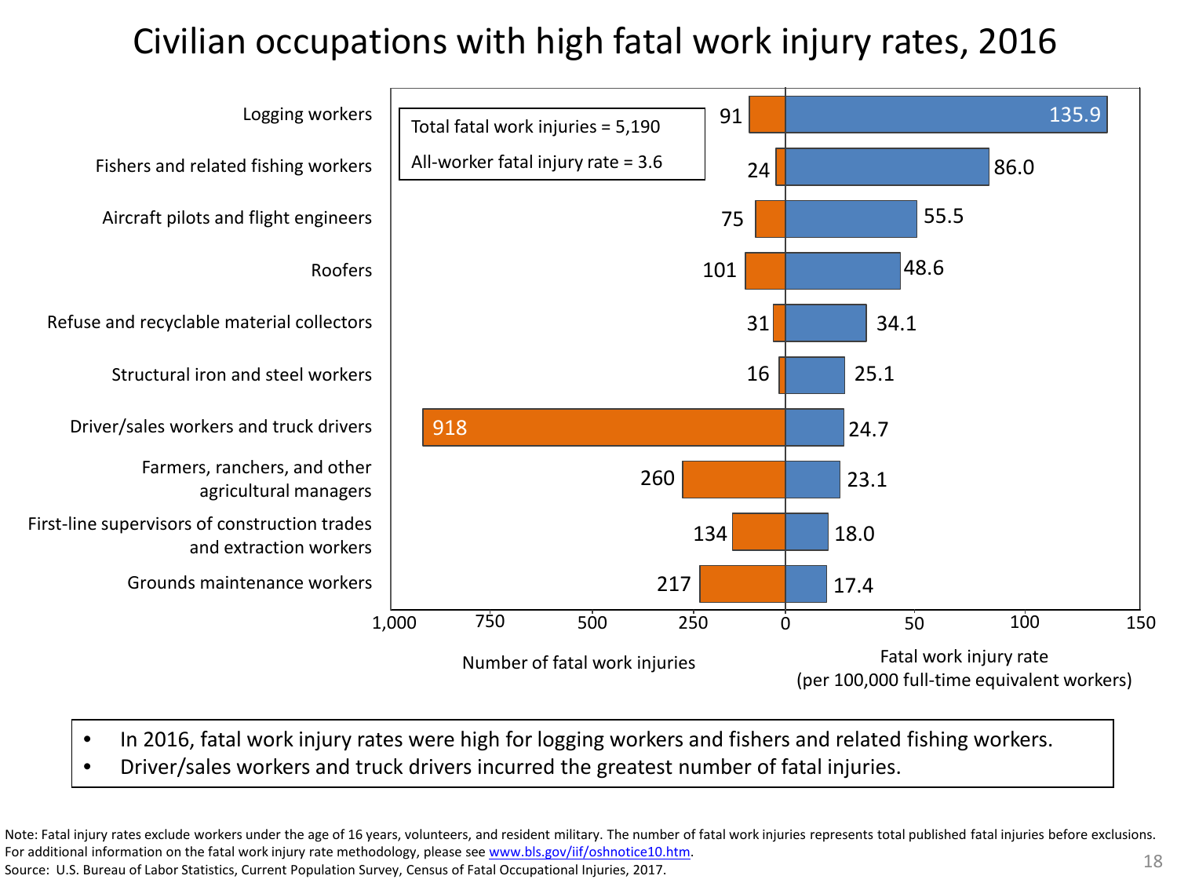# Civilian occupations with high fatal work injury rates, 2016

Total fatal work injuries = 5,190

All-worker fatal injury rate = 3.6

| Occupation | Number of fatal work injuries | Fatal work injury rate (per 100,000 full-time equivalent workers) |
|---|---|---|
| Logging workers | 91 | 135.9 |
| Fishers and related fishing workers | 24 | 86.0 |
| Aircraft pilots and flight engineers | 75 | 55.5 |
| Roofers | 101 | 48.6 |
| Refuse and recyclable material collectors | 31 | 34.1 |
| Structural iron and steel workers | 16 | 25.1 |
| Driver/sales workers and truck drivers | 918 | 24.7 |
| Farmers, ranchers, and other agricultural managers | 260 | 23.1 |
| First-line supervisors of construction trades and extraction workers | 134 | 18.0 |
| Grounds maintenance workers | 217 | 17.4 |

- In 2016, fatal work injury rates were high for logging workers and fishers and related fishing workers.
- Driver/sales workers and truck drivers incurred the greatest number of fatal injuries.

Note: Fatal injury rates exclude workers under the age of 16 years, volunteers, and resident military. The number of fatal work injuries represents total published fatal injuries before exclusions. For additional information on the fatal work injury rate methodology, please see www.bls.gov/iif/oshnotice10.htm.

Source: U.S. Bureau of Labor Statistics, Current Population Survey, Census of Fatal Occupational Injuries, 2017.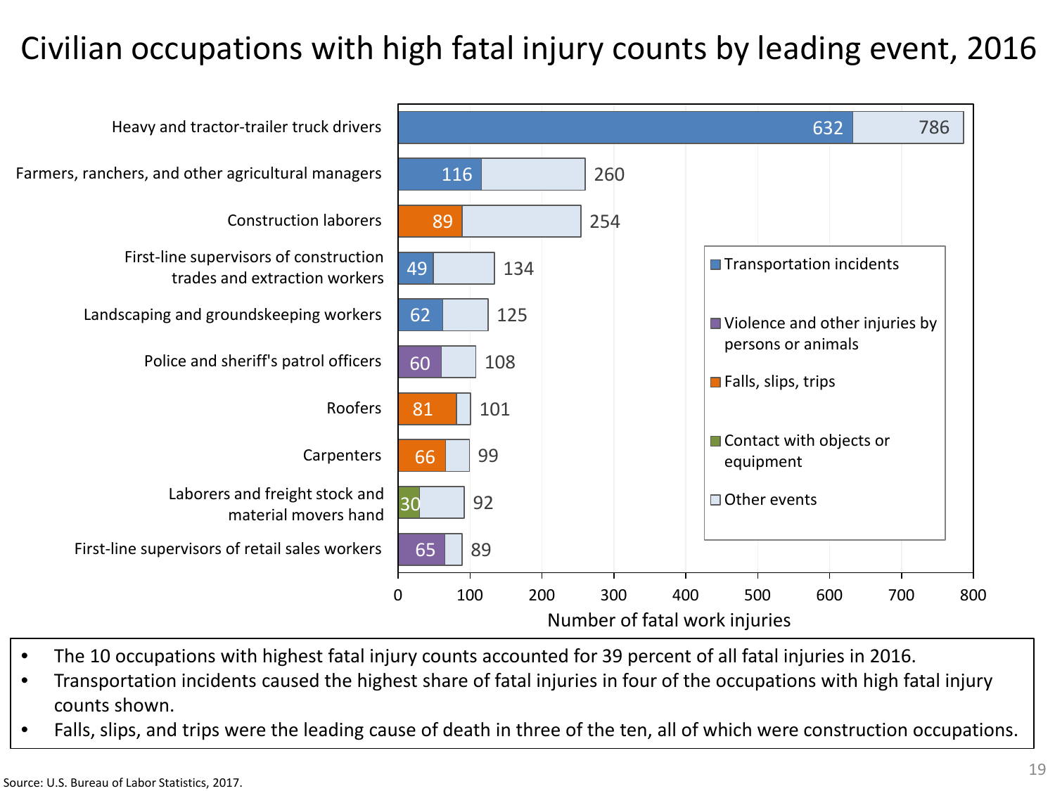# Civilian occupations with high fatal injury counts by leading event, 2016

| Occupation | Leading event | Leading event count | Total |
| --- | --- | --- | --- |
| Heavy and tractor-trailer truck drivers | Transportation incidents | 632 | 786 |
| Farmers, ranchers, and other agricultural managers | Transportation incidents | 116 | 260 |
| Construction laborers | Falls, slips, trips | 89 | 254 |
| First-line supervisors of construction trades and extraction workers | Transportation incidents | 49 | 134 |
| Landscaping and groundskeeping workers | Transportation incidents | 62 | 125 |
| Police and sheriff's patrol officers | Violence and other injuries by persons or animals | 60 | 108 |
| Roofers | Falls, slips, trips | 81 | 101 |
| Carpenters | Falls, slips, trips | 66 | 99 |
| Laborers and freight stock and material movers hand | Contact with objects or equipment | 30 | 92 |
| First-line supervisors of retail sales workers | Violence and other injuries by persons or animals | 65 | 89 |

Number of fatal work injuries

Legend: Transportation incidents; Violence and other injuries by persons or animals; Falls, slips, trips; Contact with objects or equipment; Other events

- The 10 occupations with highest fatal injury counts accounted for 39 percent of all fatal injuries in 2016.
- Transportation incidents caused the highest share of fatal injuries in four of the occupations with high fatal injury counts shown.
- Falls, slips, and trips were the leading cause of death in three of the ten, all of which were construction occupations.

Source: U.S. Bureau of Labor Statistics, 2017.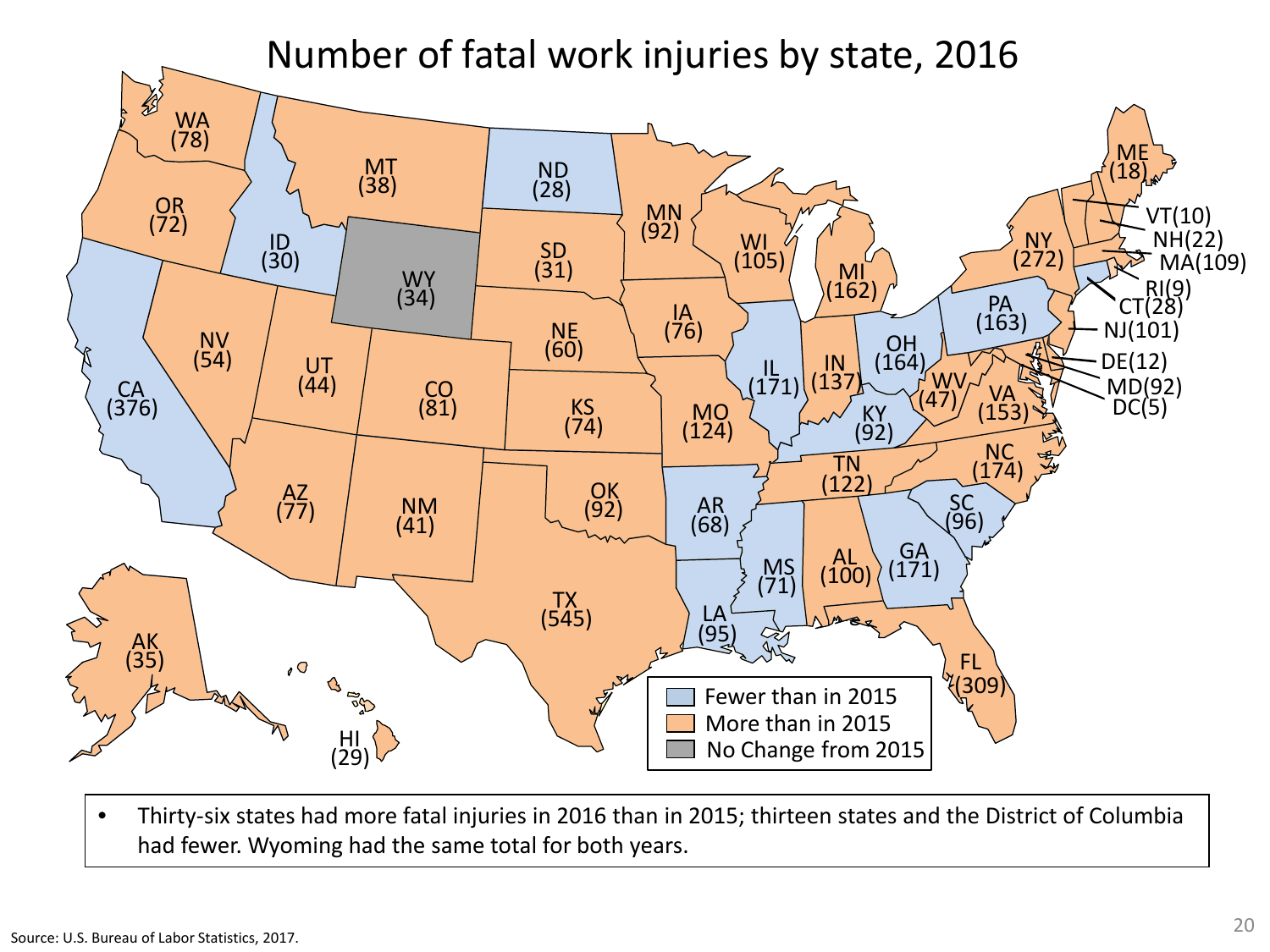# Number of fatal work injuries by state, 2016

| State | Fatal work injuries | Change from 2015 |
|---|---|---|
| WA | 78 | More than in 2015 |
| OR | 72 | More than in 2015 |
| CA | 376 | Fewer than in 2015 |
| ID | 30 | Fewer than in 2015 |
| NV | 54 | More than in 2015 |
| MT | 38 | More than in 2015 |
| WY | 34 | No Change from 2015 |
| UT | 44 | More than in 2015 |
| AZ | 77 | More than in 2015 |
| CO | 81 | More than in 2015 |
| NM | 41 | More than in 2015 |
| ND | 28 | Fewer than in 2015 |
| SD | 31 | More than in 2015 |
| NE | 60 | More than in 2015 |
| KS | 74 | More than in 2015 |
| OK | 92 | More than in 2015 |
| TX | 545 | More than in 2015 |
| MN | 92 | More than in 2015 |
| IA | 76 | More than in 2015 |
| MO | 124 | More than in 2015 |
| AR | 68 | Fewer than in 2015 |
| LA | 95 | Fewer than in 2015 |
| WI | 105 | More than in 2015 |
| IL | 171 | Fewer than in 2015 |
| MS | 71 | Fewer than in 2015 |
| MI | 162 | More than in 2015 |
| IN | 137 | More than in 2015 |
| KY | 92 | Fewer than in 2015 |
| TN | 122 | More than in 2015 |
| AL | 100 | More than in 2015 |
| OH | 164 | Fewer than in 2015 |
| GA | 171 | Fewer than in 2015 |
| FL | 309 | More than in 2015 |
| SC | 96 | Fewer than in 2015 |
| NC | 174 | More than in 2015 |
| VA | 153 | More than in 2015 |
| WV | 47 | More than in 2015 |
| PA | 163 | Fewer than in 2015 |
| NY | 272 | More than in 2015 |
| ME | 18 | More than in 2015 |
| VT | 10 | More than in 2015 |
| NH | 22 | More than in 2015 |
| MA | 109 | More than in 2015 |
| RI | 9 | More than in 2015 |
| CT | 28 | Fewer than in 2015 |
| NJ | 101 | More than in 2015 |
| DE | 12 | More than in 2015 |
| MD | 92 | More than in 2015 |
| DC | 5 | Fewer than in 2015 |
| AK | 35 | More than in 2015 |
| HI | 29 | More than in 2015 |

- Thirty-six states had more fatal injuries in 2016 than in 2015; thirteen states and the District of Columbia had fewer. Wyoming had the same total for both years.

Source: U.S. Bureau of Labor Statistics, 2017.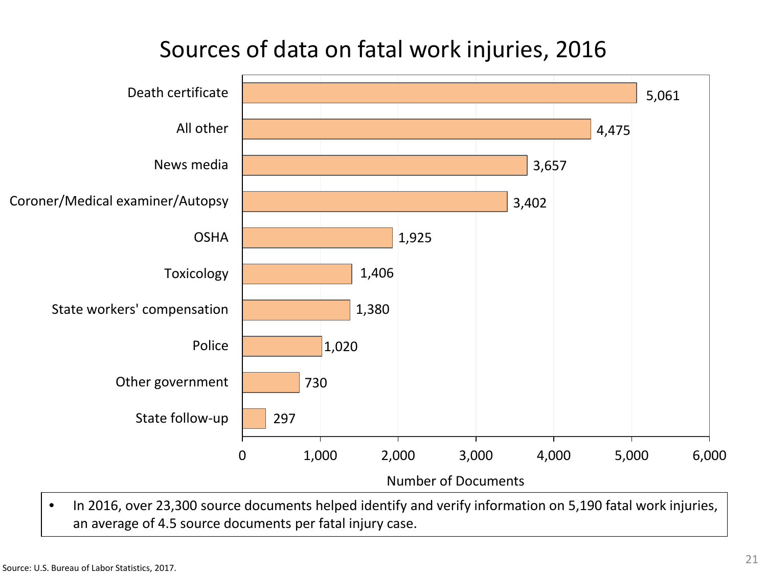# Sources of data on fatal work injuries, 2016

Death certificate 5,061
All other 4,475
News media 3,657
Coroner/Medical examiner/Autopsy 3,402
OSHA 1,925
Toxicology 1,406
State workers' compensation 1,380
Police 1,020
Other government 730
State follow-up 297

0 1,000 2,000 3,000 4,000 5,000 6,000

Number of Documents

- In 2016, over 23,300 source documents helped identify and verify information on 5,190 fatal work injuries, an average of 4.5 source documents per fatal injury case.

Source: U.S. Bureau of Labor Statistics, 2017.